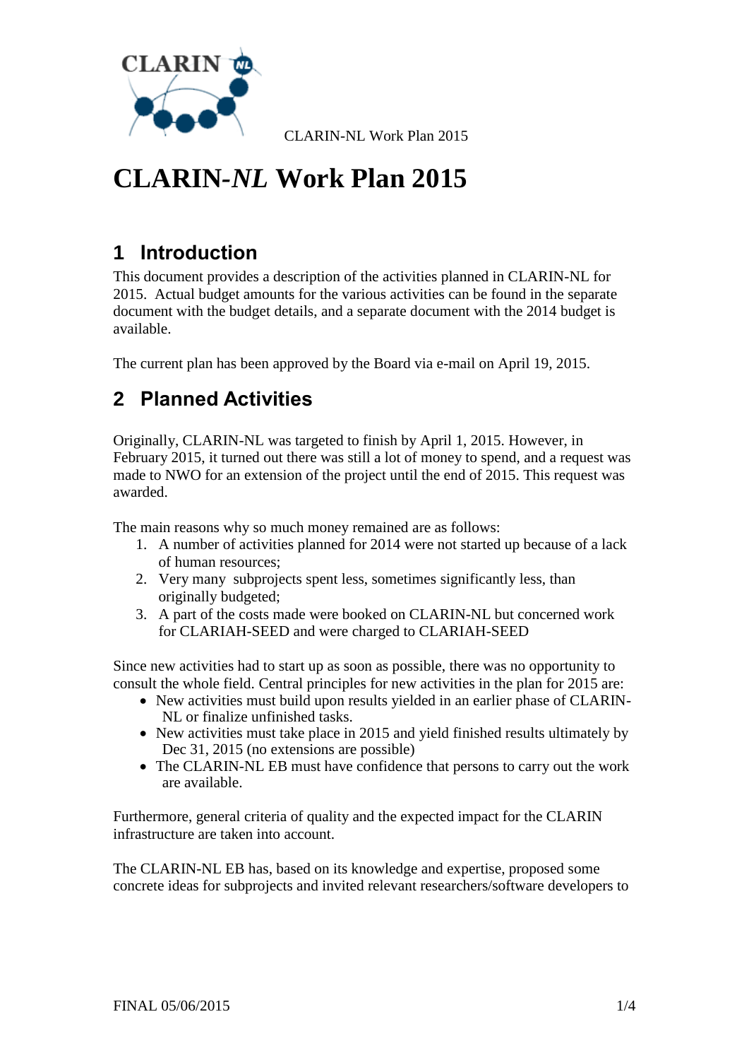# CLARIN-*NL* Work Plan 2015

## 1 Introduction

This document provides a description of the activities planned in CLARIN-NL for 2015. Actual budget amounts for the various activities can be found in the separate document with the budget details, and a separate document with the 2014 budget is available.

The current plan has been approved by the Board via e-mail on April 19, 2015.

## 2 Planned Activities

Originally, CLARIN-NL was targeted to finish by April 1, 2015. However, in February 2015, it turned out there was still a lot of money to spend, and a request was made to NWO for an extension of the project until the end of 2015. This request was awarded.

The main reasons why so much money remained are as follows:

1. A number of activities planned for 2014 were not started up because of a lack of human resources;
2. Very many subprojects spent less, sometimes significantly less, than originally budgeted;
3. A part of the costs made were booked on CLARIN-NL but concerned work for CLARIAH-SEED and were charged to CLARIAH-SEED

Since new activities had to start up as soon as possible, there was no opportunity to consult the whole field. Central principles for new activities in the plan for 2015 are:

- New activities must build upon results yielded in an earlier phase of CLARIN-NL or finalize unfinished tasks.
- New activities must take place in 2015 and yield finished results ultimately by Dec 31, 2015 (no extensions are possible)
- The CLARIN-NL EB must have confidence that persons to carry out the work are available.

Furthermore, general criteria of quality and the expected impact for the CLARIN infrastructure are taken into account.

The CLARIN-NL EB has, based on its knowledge and expertise, proposed some concrete ideas for subprojects and invited relevant researchers/software developers to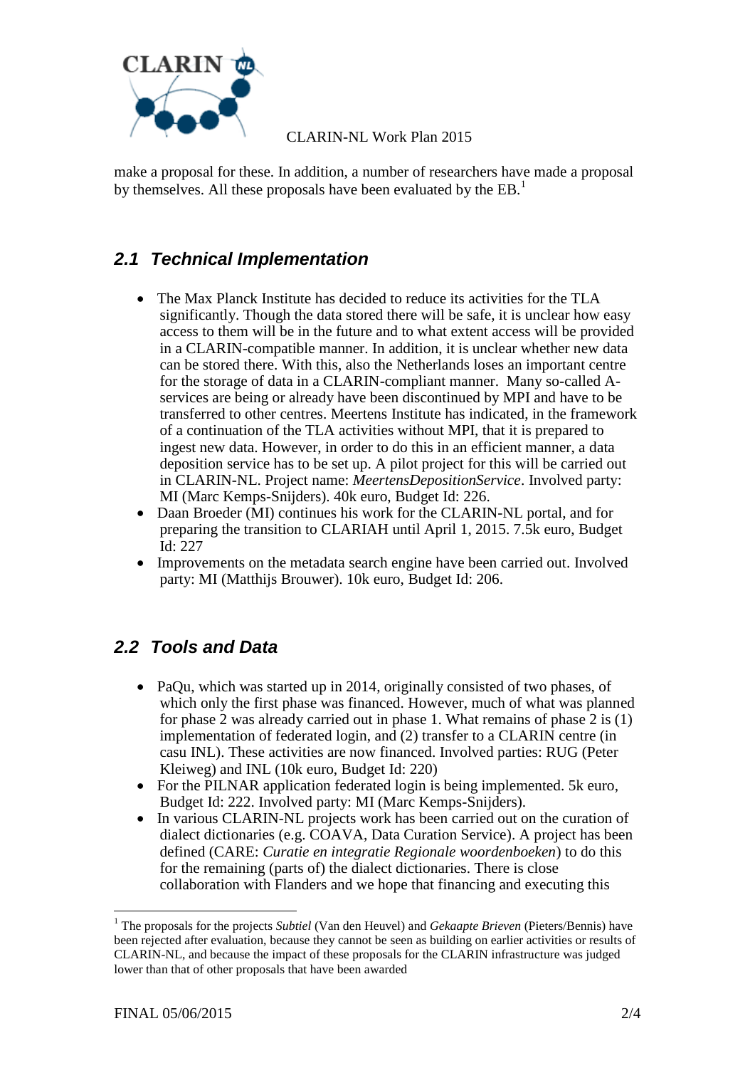make a proposal for these. In addition, a number of researchers have made a proposal by themselves. All these proposals have been evaluated by the EB.[1]

## 2.1 Technical Implementation

- The Max Planck Institute has decided to reduce its activities for the TLA significantly. Though the data stored there will be safe, it is unclear how easy access to them will be in the future and to what extent access will be provided in a CLARIN-compatible manner. In addition, it is unclear whether new data can be stored there. With this, also the Netherlands loses an important centre for the storage of data in a CLARIN-compliant manner. Many so-called A-services are being or already have been discontinued by MPI and have to be transferred to other centres. Meertens Institute has indicated, in the framework of a continuation of the TLA activities without MPI, that it is prepared to ingest new data. However, in order to do this in an efficient manner, a data deposition service has to be set up. A pilot project for this will be carried out in CLARIN-NL. Project name: *MeertensDepositionService*. Involved party: MI (Marc Kemps-Snijders). 40k euro, Budget Id: 226.
- Daan Broeder (MI) continues his work for the CLARIN-NL portal, and for preparing the transition to CLARIAH until April 1, 2015. 7.5k euro, Budget Id: 227
- Improvements on the metadata search engine have been carried out. Involved party: MI (Matthijs Brouwer). 10k euro, Budget Id: 206.

## 2.2 Tools and Data

- PaQu, which was started up in 2014, originally consisted of two phases, of which only the first phase was financed. However, much of what was planned for phase 2 was already carried out in phase 1. What remains of phase 2 is (1) implementation of federated login, and (2) transfer to a CLARIN centre (in casu INL). These activities are now financed. Involved parties: RUG (Peter Kleiweg) and INL (10k euro, Budget Id: 220)
- For the PILNAR application federated login is being implemented. 5k euro, Budget Id: 222. Involved party: MI (Marc Kemps-Snijders).
- In various CLARIN-NL projects work has been carried out on the curation of dialect dictionaries (e.g. COAVA, Data Curation Service). A project has been defined (CARE: *Curatie en integratie Regionale woordenboeken*) to do this for the remaining (parts of) the dialect dictionaries. There is close collaboration with Flanders and we hope that financing and executing this

---

[1] The proposals for the projects *Subtiel* (Van den Heuvel) and *Gekaapte Brieven* (Pieters/Bennis) have been rejected after evaluation, because they cannot be seen as building on earlier activities or results of CLARIN-NL, and because the impact of these proposals for the CLARIN infrastructure was judged lower than that of other proposals that have been awarded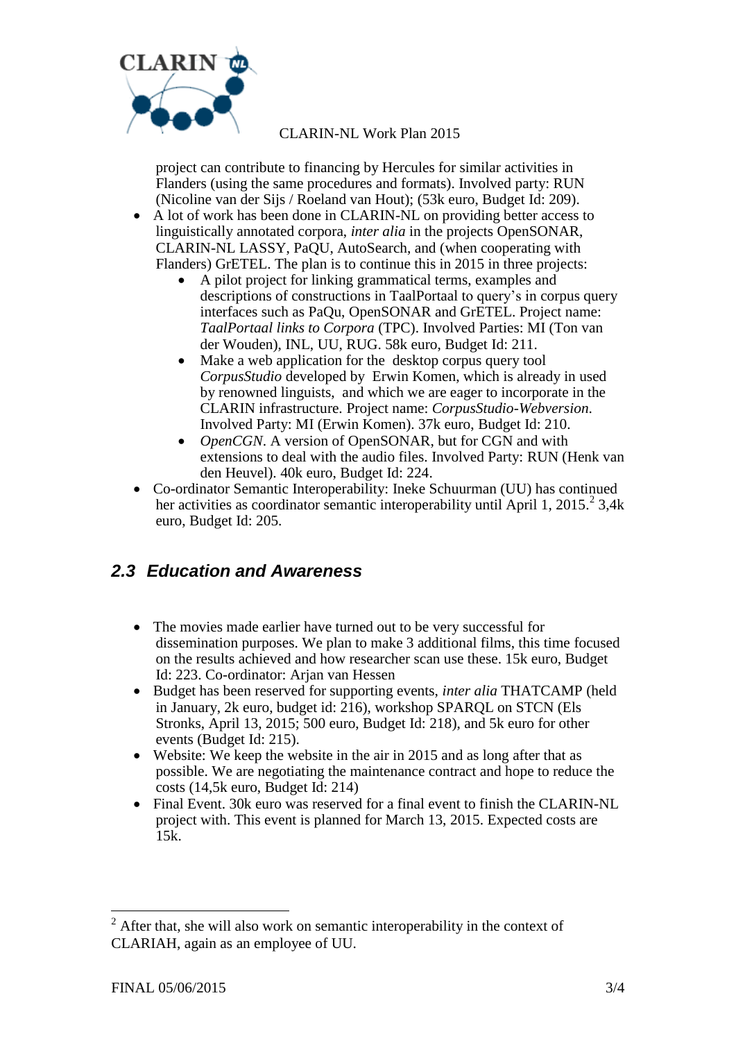project can contribute to financing by Hercules for similar activities in Flanders (using the same procedures and formats). Involved party: RUN (Nicoline van der Sijs / Roeland van Hout); (53k euro, Budget Id: 209).

- A lot of work has been done in CLARIN-NL on providing better access to linguistically annotated corpora, *inter alia* in the projects OpenSONAR, CLARIN-NL LASSY, PaQU, AutoSearch, and (when cooperating with Flanders) GrETEL. The plan is to continue this in 2015 in three projects:
  - A pilot project for linking grammatical terms, examples and descriptions of constructions in TaalPortaal to query's in corpus query interfaces such as PaQu, OpenSONAR and GrETEL. Project name: *TaalPortaal links to Corpora* (TPC). Involved Parties: MI (Ton van der Wouden), INL, UU, RUG. 58k euro, Budget Id: 211.
  - Make a web application for the desktop corpus query tool *CorpusStudio* developed by Erwin Komen, which is already in used by renowned linguists, and which we are eager to incorporate in the CLARIN infrastructure. Project name: *CorpusStudio-Webversion*. Involved Party: MI (Erwin Komen). 37k euro, Budget Id: 210.
  - *OpenCGN*. A version of OpenSONAR, but for CGN and with extensions to deal with the audio files. Involved Party: RUN (Henk van den Heuvel). 40k euro, Budget Id: 224.
- Co-ordinator Semantic Interoperability: Ineke Schuurman (UU) has continued her activities as coordinator semantic interoperability until April 1, 2015.[2] 3,4k euro, Budget Id: 205.

## 2.3 Education and Awareness

- The movies made earlier have turned out to be very successful for dissemination purposes. We plan to make 3 additional films, this time focused on the results achieved and how researcher scan use these. 15k euro, Budget Id: 223. Co-ordinator: Arjan van Hessen
- Budget has been reserved for supporting events, *inter alia* THATCAMP (held in January, 2k euro, budget id: 216), workshop SPARQL on STCN (Els Stronks, April 13, 2015; 500 euro, Budget Id: 218), and 5k euro for other events (Budget Id: 215).
- Website: We keep the website in the air in 2015 and as long after that as possible. We are negotiating the maintenance contract and hope to reduce the costs (14,5k euro, Budget Id: 214)
- Final Event. 30k euro was reserved for a final event to finish the CLARIN-NL project with. This event is planned for March 13, 2015. Expected costs are 15k.

[2] After that, she will also work on semantic interoperability in the context of CLARIAH, again as an employee of UU.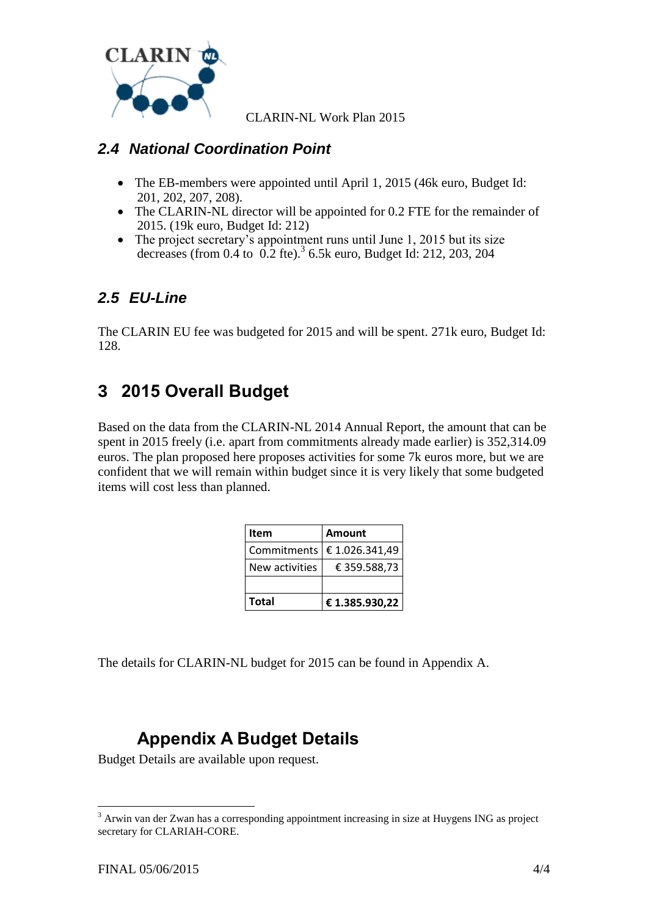## 2.4 National Coordination Point

- The EB-members were appointed until April 1, 2015 (46k euro, Budget Id: 201, 202, 207, 208).
- The CLARIN-NL director will be appointed for 0.2 FTE for the remainder of 2015. (19k euro, Budget Id: 212)
- The project secretary's appointment runs until June 1, 2015 but its size decreases (from 0.4 to 0.2 fte).[3] 6.5k euro, Budget Id: 212, 203, 204

## 2.5 EU-Line

The CLARIN EU fee was budgeted for 2015 and will be spent. 271k euro, Budget Id: 128.

# 3 2015 Overall Budget

Based on the data from the CLARIN-NL 2014 Annual Report, the amount that can be spent in 2015 freely (i.e. apart from commitments already made earlier) is 352,314.09 euros. The plan proposed here proposes activities for some 7k euros more, but we are confident that we will remain within budget since it is very likely that some budgeted items will cost less than planned.

| Item | Amount |
|---|---|
| Commitments | € 1.026.341,49 |
| New activities | € 359.588,73 |
| | |
| **Total** | **€ 1.385.930,22** |

The details for CLARIN-NL budget for 2015 can be found in Appendix A.

# Appendix A Budget Details

Budget Details are available upon request.

[3] Arwin van der Zwan has a corresponding appointment increasing in size at Huygens ING as project secretary for CLARIAH-CORE.

FINAL 05/06/2015